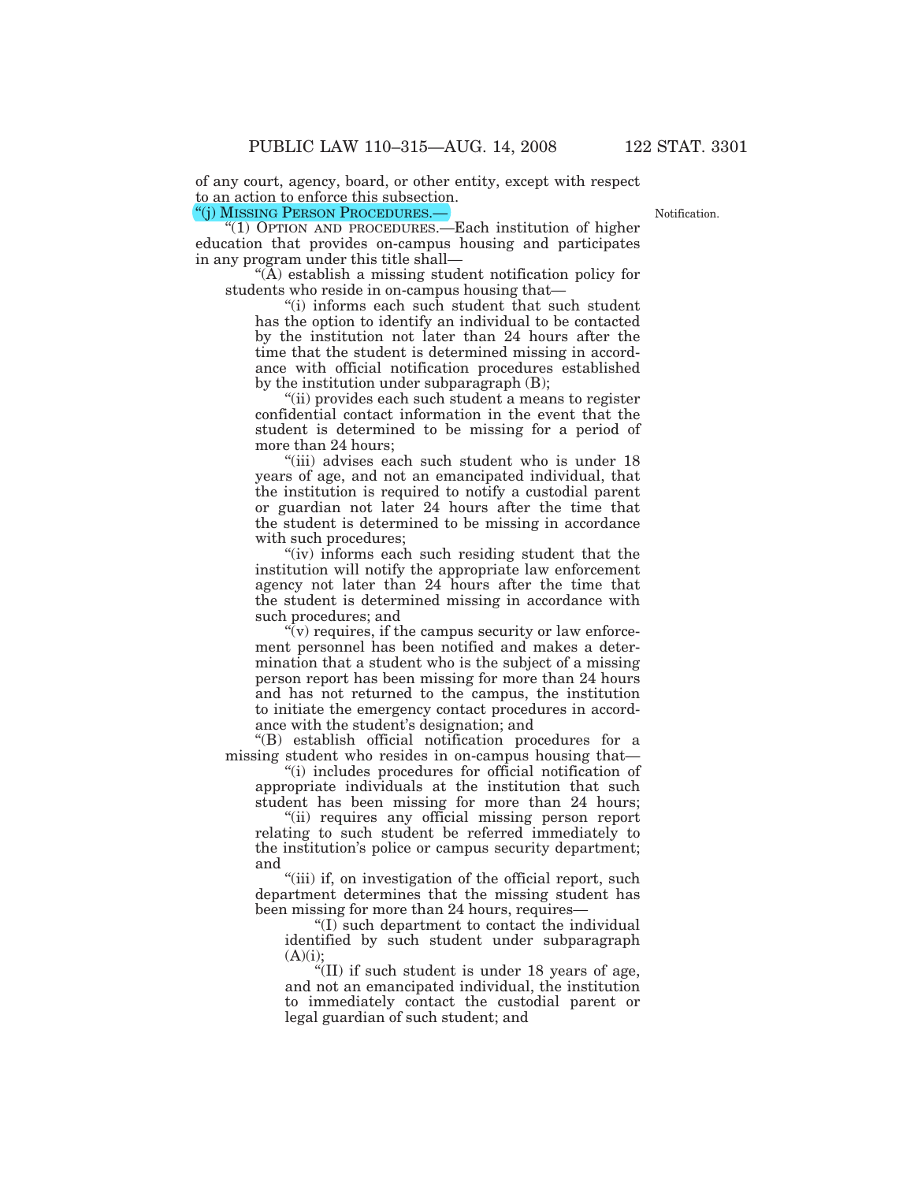of any court, agency, board, or other entity, except with respect to an action to enforce this subsection.

"(j) MISSING PERSON PROCEDURES.—

Notification.

"(1) OPTION AND PROCEDURES.—Each institution of higher education that provides on-campus housing and participates in any program under this title shall—

"(A) establish a missing student notification policy for students who reside in on-campus housing that—

"(i) informs each such student that such student has the option to identify an individual to be contacted by the institution not later than 24 hours after the time that the student is determined missing in accordance with official notification procedures established by the institution under subparagraph (B);

"(ii) provides each such student a means to register confidential contact information in the event that the student is determined to be missing for a period of more than 24 hours;

"(iii) advises each such student who is under 18 years of age, and not an emancipated individual, that the institution is required to notify a custodial parent or guardian not later 24 hours after the time that the student is determined to be missing in accordance with such procedures;

"(iv) informs each such residing student that the institution will notify the appropriate law enforcement agency not later than 24 hours after the time that the student is determined missing in accordance with such procedures; and

"(v) requires, if the campus security or law enforcement personnel has been notified and makes a determination that a student who is the subject of a missing person report has been missing for more than 24 hours and has not returned to the campus, the institution to initiate the emergency contact procedures in accordance with the student's designation; and

"(B) establish official notification procedures for a missing student who resides in on-campus housing that—

"(i) includes procedures for official notification of appropriate individuals at the institution that such student has been missing for more than 24 hours;

"(ii) requires any official missing person report relating to such student be referred immediately to the institution's police or campus security department; and

"(iii) if, on investigation of the official report, such department determines that the missing student has been missing for more than 24 hours, requires—

"(I) such department to contact the individual identified by such student under subparagraph (A)(i);

"(II) if such student is under 18 years of age, and not an emancipated individual, the institution to immediately contact the custodial parent or legal guardian of such student; and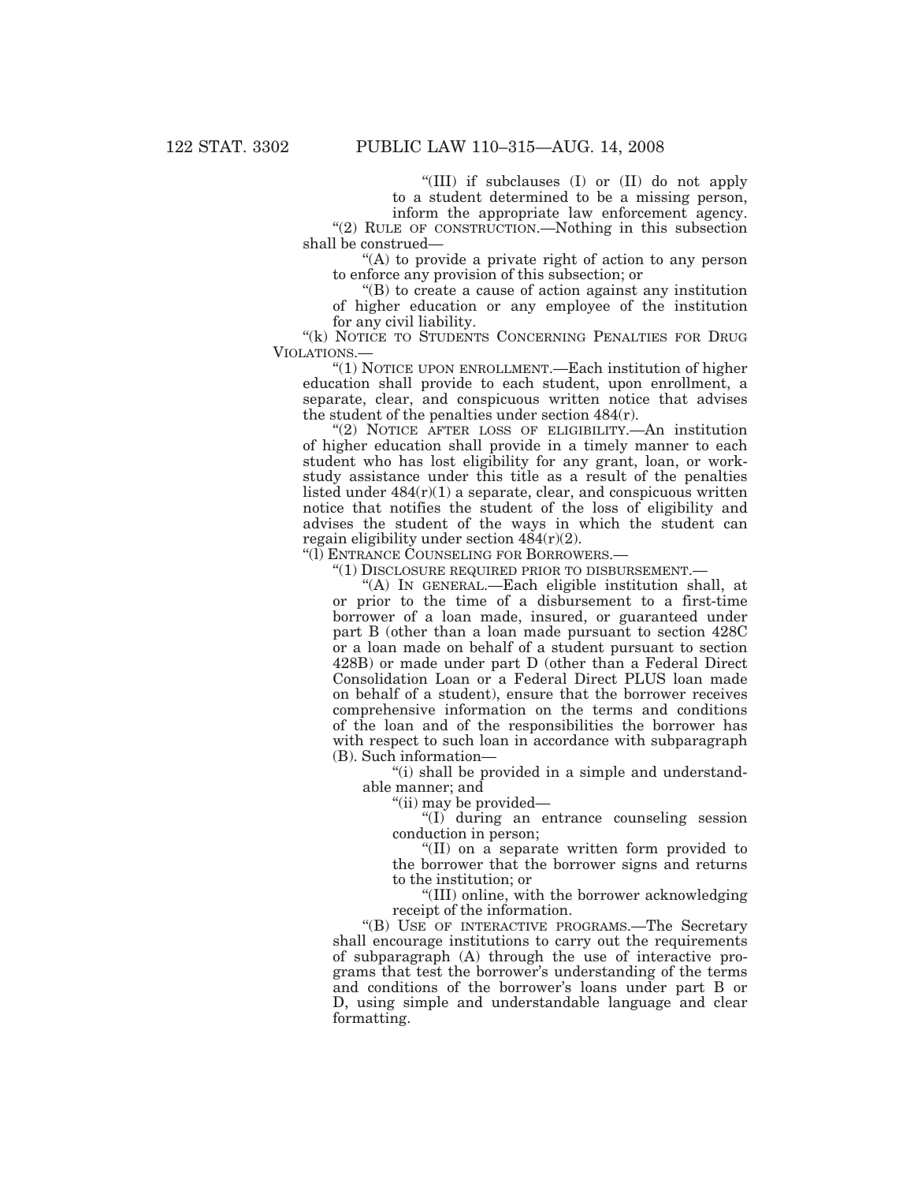"(III) if subclauses (I) or (II) do not apply to a student determined to be a missing person, inform the appropriate law enforcement agency.

"(2) RULE OF CONSTRUCTION.—Nothing in this subsection shall be construed—

"(A) to provide a private right of action to any person to enforce any provision of this subsection; or

"(B) to create a cause of action against any institution of higher education or any employee of the institution for any civil liability.

"(k) NOTICE TO STUDENTS CONCERNING PENALTIES FOR DRUG VIOLATIONS.—

"(1) NOTICE UPON ENROLLMENT.—Each institution of higher education shall provide to each student, upon enrollment, a separate, clear, and conspicuous written notice that advises the student of the penalties under section 484(r).

"(2) NOTICE AFTER LOSS OF ELIGIBILITY.—An institution of higher education shall provide in a timely manner to each student who has lost eligibility for any grant, loan, or work-study assistance under this title as a result of the penalties listed under 484(r)(1) a separate, clear, and conspicuous written notice that notifies the student of the loss of eligibility and advises the student of the ways in which the student can regain eligibility under section 484(r)(2).

"(l) ENTRANCE COUNSELING FOR BORROWERS.—

"(1) DISCLOSURE REQUIRED PRIOR TO DISBURSEMENT.—

"(A) IN GENERAL.—Each eligible institution shall, at or prior to the time of a disbursement to a first-time borrower of a loan made, insured, or guaranteed under part B (other than a loan made pursuant to section 428C or a loan made on behalf of a student pursuant to section 428B) or made under part D (other than a Federal Direct Consolidation Loan or a Federal Direct PLUS loan made on behalf of a student), ensure that the borrower receives comprehensive information on the terms and conditions of the loan and of the responsibilities the borrower has with respect to such loan in accordance with subparagraph (B). Such information—

"(i) shall be provided in a simple and understandable manner; and

"(ii) may be provided—

"(I) during an entrance counseling session conduction in person;

"(II) on a separate written form provided to the borrower that the borrower signs and returns to the institution; or

"(III) online, with the borrower acknowledging receipt of the information.

"(B) USE OF INTERACTIVE PROGRAMS.—The Secretary shall encourage institutions to carry out the requirements of subparagraph (A) through the use of interactive programs that test the borrower's understanding of the terms and conditions of the borrower's loans under part B or D, using simple and understandable language and clear formatting.